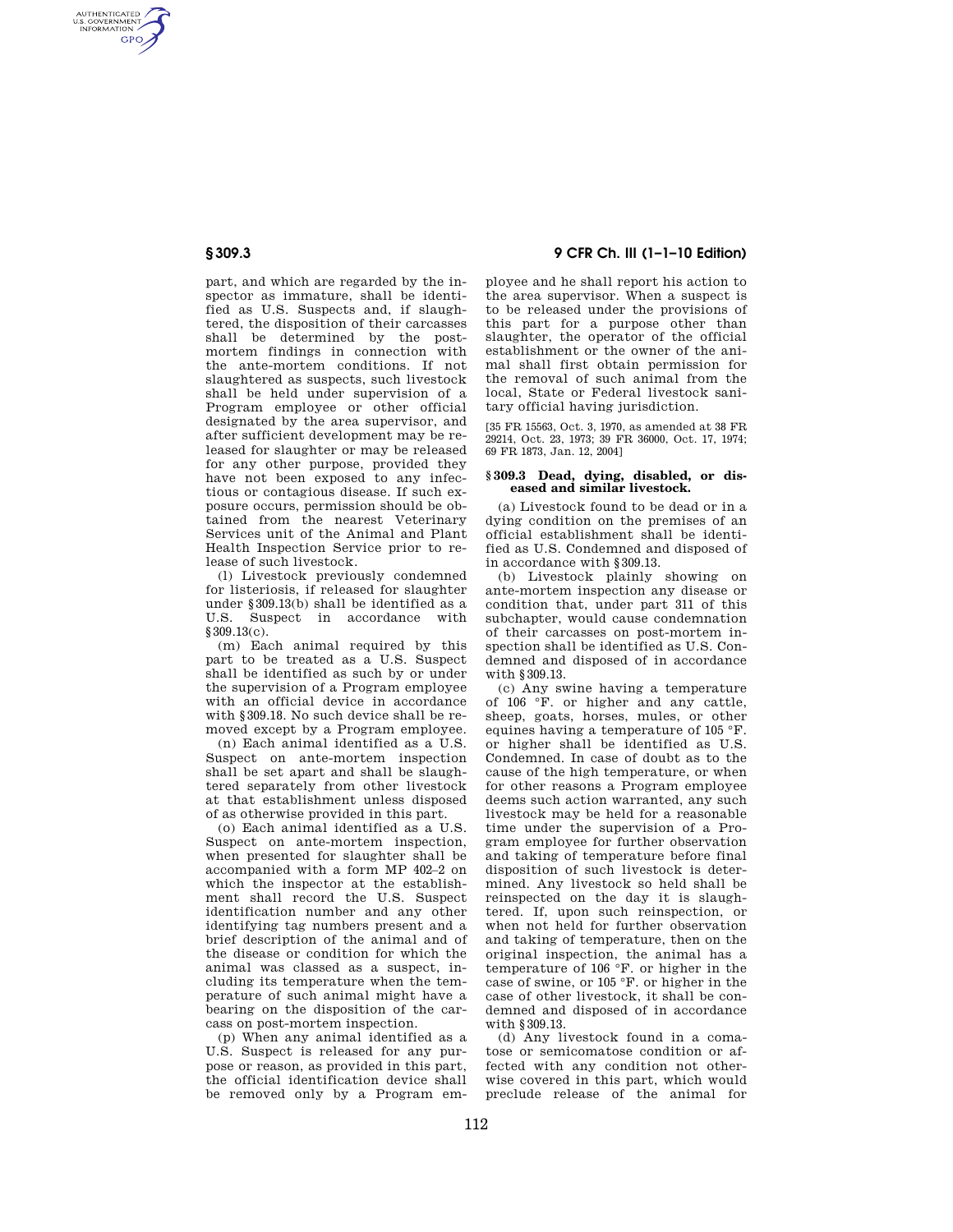part, and which are regarded by the inspector as immature, shall be identified as U.S. Suspects and, if slaughtered, the disposition of their carcasses shall be determined by the post-mortem findings in connection with the ante-mortem conditions. If not slaughtered as suspects, such livestock shall be held under supervision of a Program employee or other official designated by the area supervisor, and after sufficient development may be released for slaughter or may be released for any other purpose, provided they have not been exposed to any infectious or contagious disease. If such exposure occurs, permission should be obtained from the nearest Veterinary Services unit of the Animal and Plant Health Inspection Service prior to release of such livestock.

(l) Livestock previously condemned for listeriosis, if released for slaughter under §309.13(b) shall be identified as a U.S. Suspect in accordance with §309.13(c).

(m) Each animal required by this part to be treated as a U.S. Suspect shall be identified as such by or under the supervision of a Program employee with an official device in accordance with §309.18. No such device shall be removed except by a Program employee.

(n) Each animal identified as a U.S. Suspect on ante-mortem inspection shall be set apart and shall be slaughtered separately from other livestock at that establishment unless disposed of as otherwise provided in this part.

(o) Each animal identified as a U.S. Suspect on ante-mortem inspection, when presented for slaughter shall be accompanied with a form MP 402–2 on which the inspector at the establishment shall record the U.S. Suspect identification number and any other identifying tag numbers present and a brief description of the animal and of the disease or condition for which the animal was classed as a suspect, including its temperature when the temperature of such animal might have a bearing on the disposition of the carcass on post-mortem inspection.

(p) When any animal identified as a U.S. Suspect is released for any purpose or reason, as provided in this part, the official identification device shall be removed only by a Program employee and he shall report his action to the area supervisor. When a suspect is to be released under the provisions of this part for a purpose other than slaughter, the operator of the official establishment or the owner of the animal shall first obtain permission for the removal of such animal from the local, State or Federal livestock sanitary official having jurisdiction.

[35 FR 15563, Oct. 3, 1970, as amended at 38 FR 29214, Oct. 23, 1973; 39 FR 36000, Oct. 17, 1974; 69 FR 1873, Jan. 12, 2004]

### §309.3 Dead, dying, disabled, or diseased and similar livestock.

(a) Livestock found to be dead or in a dying condition on the premises of an official establishment shall be identified as U.S. Condemned and disposed of in accordance with §309.13.

(b) Livestock plainly showing on ante-mortem inspection any disease or condition that, under part 311 of this subchapter, would cause condemnation of their carcasses on post-mortem inspection shall be identified as U.S. Condemned and disposed of in accordance with §309.13.

(c) Any swine having a temperature of 106 °F. or higher and any cattle, sheep, goats, horses, mules, or other equines having a temperature of 105 °F. or higher shall be identified as U.S. Condemned. In case of doubt as to the cause of the high temperature, or when for other reasons a Program employee deems such action warranted, any such livestock may be held for a reasonable time under the supervision of a Program employee for further observation and taking of temperature before final disposition of such livestock is determined. Any livestock so held shall be reinspected on the day it is slaughtered. If, upon such reinspection, or when not held for further observation and taking of temperature, then on the original inspection, the animal has a temperature of 106 °F. or higher in the case of swine, or 105 °F. or higher in the case of other livestock, it shall be condemned and disposed of in accordance with §309.13.

(d) Any livestock found in a comatose or semicomatose condition or affected with any condition not otherwise covered in this part, which would preclude release of the animal for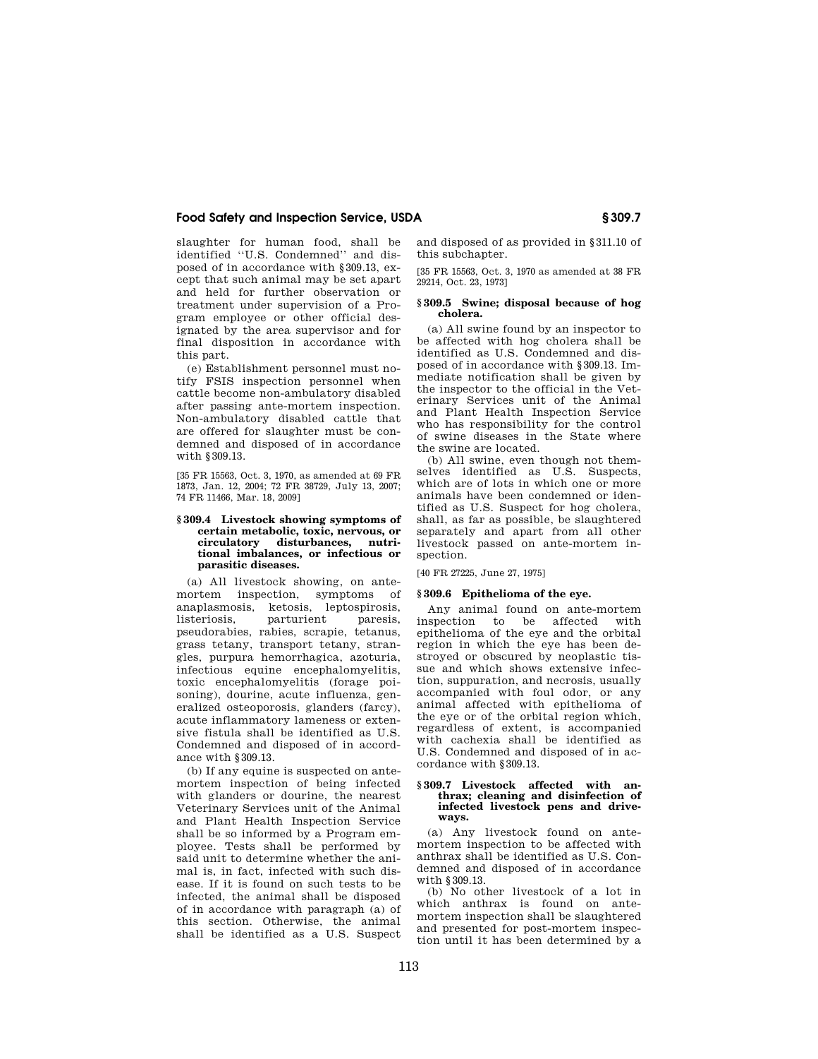slaughter for human food, shall be identified ''U.S. Condemned'' and disposed of in accordance with §309.13, except that such animal may be set apart and held for further observation or treatment under supervision of a Program employee or other official designated by the area supervisor and for final disposition in accordance with this part.

(e) Establishment personnel must notify FSIS inspection personnel when cattle become non-ambulatory disabled after passing ante-mortem inspection. Non-ambulatory disabled cattle that are offered for slaughter must be condemned and disposed of in accordance with §309.13.

[35 FR 15563, Oct. 3, 1970, as amended at 69 FR 1873, Jan. 12, 2004; 72 FR 38729, July 13, 2007; 74 FR 11466, Mar. 18, 2009]

### §309.4 Livestock showing symptoms of certain metabolic, toxic, nervous, or circulatory disturbances, nutritional imbalances, or infectious or parasitic diseases.

(a) All livestock showing, on ante-mortem inspection, symptoms of anaplasmosis, ketosis, leptospirosis, listeriosis, parturient paresis, pseudorabies, rabies, scrapie, tetanus, grass tetany, transport tetany, strangles, purpura hemorrhagica, azoturia, infectious equine encephalomyelitis, toxic encephalomyelitis (forage poisoning), dourine, acute influenza, generalized osteoporosis, glanders (farcy), acute inflammatory lameness or extensive fistula shall be identified as U.S. Condemned and disposed of in accordance with §309.13.

(b) If any equine is suspected on ante-mortem inspection of being infected with glanders or dourine, the nearest Veterinary Services unit of the Animal and Plant Health Inspection Service shall be so informed by a Program employee. Tests shall be performed by said unit to determine whether the animal is, in fact, infected with such disease. If it is found on such tests to be infected, the animal shall be disposed of in accordance with paragraph (a) of this section. Otherwise, the animal shall be identified as a U.S. Suspect and disposed of as provided in §311.10 of this subchapter.

[35 FR 15563, Oct. 3, 1970 as amended at 38 FR 29214, Oct. 23, 1973]

### §309.5 Swine; disposal because of hog cholera.

(a) All swine found by an inspector to be affected with hog cholera shall be identified as U.S. Condemned and disposed of in accordance with §309.13. Immediate notification shall be given by the inspector to the official in the Veterinary Services unit of the Animal and Plant Health Inspection Service who has responsibility for the control of swine diseases in the State where the swine are located.

(b) All swine, even though not themselves identified as U.S. Suspects, which are of lots in which one or more animals have been condemned or identified as U.S. Suspect for hog cholera, shall, as far as possible, be slaughtered separately and apart from all other livestock passed on ante-mortem inspection.

[40 FR 27225, June 27, 1975]

### §309.6 Epithelioma of the eye.

Any animal found on ante-mortem inspection to be affected with epithelioma of the eye and the orbital region in which the eye has been destroyed or obscured by neoplastic tissue and which shows extensive infection, suppuration, and necrosis, usually accompanied with foul odor, or any animal affected with epithelioma of the eye or of the orbital region which, regardless of extent, is accompanied with cachexia shall be identified as U.S. Condemned and disposed of in accordance with §309.13.

### §309.7 Livestock affected with anthrax; cleaning and disinfection of infected livestock pens and driveways.

(a) Any livestock found on ante-mortem inspection to be affected with anthrax shall be identified as U.S. Condemned and disposed of in accordance with §309.13.

(b) No other livestock of a lot in which anthrax is found on ante-mortem inspection shall be slaughtered and presented for post-mortem inspection until it has been determined by a